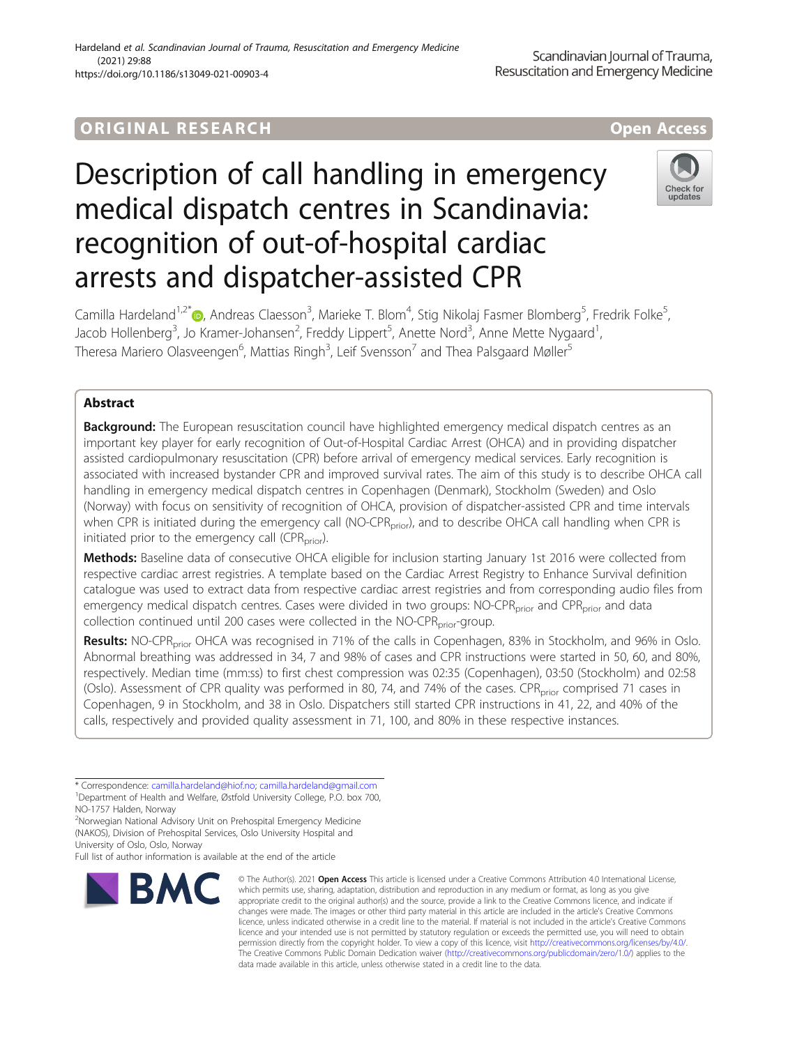ORIGINAL RESEARCH

Open Access

# Description of call handling in emergency medical dispatch centres in Scandinavia: recognition of out-of-hospital cardiac arrests and dispatcher-assisted CPR

Camilla Hardeland[1,2*], Andreas Claesson[3], Marieke T. Blom[4], Stig Nikolaj Fasmer Blomberg[5], Fredrik Folke[5], Jacob Hollenberg[3], Jo Kramer-Johansen[2], Freddy Lippert[5], Anette Nord[3], Anne Mette Nygaard[1], Theresa Mariero Olasveengen[6], Mattias Ringh[3], Leif Svensson[7] and Thea Palsgaard Møller[5]

## Abstract

**Background:** The European resuscitation council have highlighted emergency medical dispatch centres as an important key player for early recognition of Out-of-Hospital Cardiac Arrest (OHCA) and in providing dispatcher assisted cardiopulmonary resuscitation (CPR) before arrival of emergency medical services. Early recognition is associated with increased bystander CPR and improved survival rates. The aim of this study is to describe OHCA call handling in emergency medical dispatch centres in Copenhagen (Denmark), Stockholm (Sweden) and Oslo (Norway) with focus on sensitivity of recognition of OHCA, provision of dispatcher-assisted CPR and time intervals when CPR is initiated during the emergency call (NO-$CPR_{prior}$), and to describe OHCA call handling when CPR is initiated prior to the emergency call ($CPR_{prior}$).

**Methods:** Baseline data of consecutive OHCA eligible for inclusion starting January 1st 2016 were collected from respective cardiac arrest registries. A template based on the Cardiac Arrest Registry to Enhance Survival definition catalogue was used to extract data from respective cardiac arrest registries and from corresponding audio files from emergency medical dispatch centres. Cases were divided in two groups: NO-$CPR_{prior}$ and $CPR_{prior}$ and data collection continued until 200 cases were collected in the NO-$CPR_{prior}$-group.

**Results:** NO-$CPR_{prior}$ OHCA was recognised in 71% of the calls in Copenhagen, 83% in Stockholm, and 96% in Oslo. Abnormal breathing was addressed in 34, 7 and 98% of cases and CPR instructions were started in 50, 60, and 80%, respectively. Median time (mm:ss) to first chest compression was 02:35 (Copenhagen), 03:50 (Stockholm) and 02:58 (Oslo). Assessment of CPR quality was performed in 80, 74, and 74% of the cases. $CPR_{prior}$ comprised 71 cases in Copenhagen, 9 in Stockholm, and 38 in Oslo. Dispatchers still started CPR instructions in 41, 22, and 40% of the calls, respectively and provided quality assessment in 71, 100, and 80% in these respective instances.

* Correspondence: camilla.hardeland@hiof.no; camilla.hardeland@gmail.com
[1]Department of Health and Welfare, Østfold University College, P.O. box 700, NO-1757 Halden, Norway
[2]Norwegian National Advisory Unit on Prehospital Emergency Medicine (NAKOS), Division of Prehospital Services, Oslo University Hospital and University of Oslo, Oslo, Norway
Full list of author information is available at the end of the article

© The Author(s). 2021 **Open Access** This article is licensed under a Creative Commons Attribution 4.0 International License, which permits use, sharing, adaptation, distribution and reproduction in any medium or format, as long as you give appropriate credit to the original author(s) and the source, provide a link to the Creative Commons licence, and indicate if changes were made. The images or other third party material in this article are included in the article's Creative Commons licence, unless indicated otherwise in a credit line to the material. If material is not included in the article's Creative Commons licence and your intended use is not permitted by statutory regulation or exceeds the permitted use, you will need to obtain permission directly from the copyright holder. To view a copy of this licence, visit http://creativecommons.org/licenses/by/4.0/. The Creative Commons Public Domain Dedication waiver (http://creativecommons.org/publicdomain/zero/1.0/) applies to the data made available in this article, unless otherwise stated in a credit line to the data.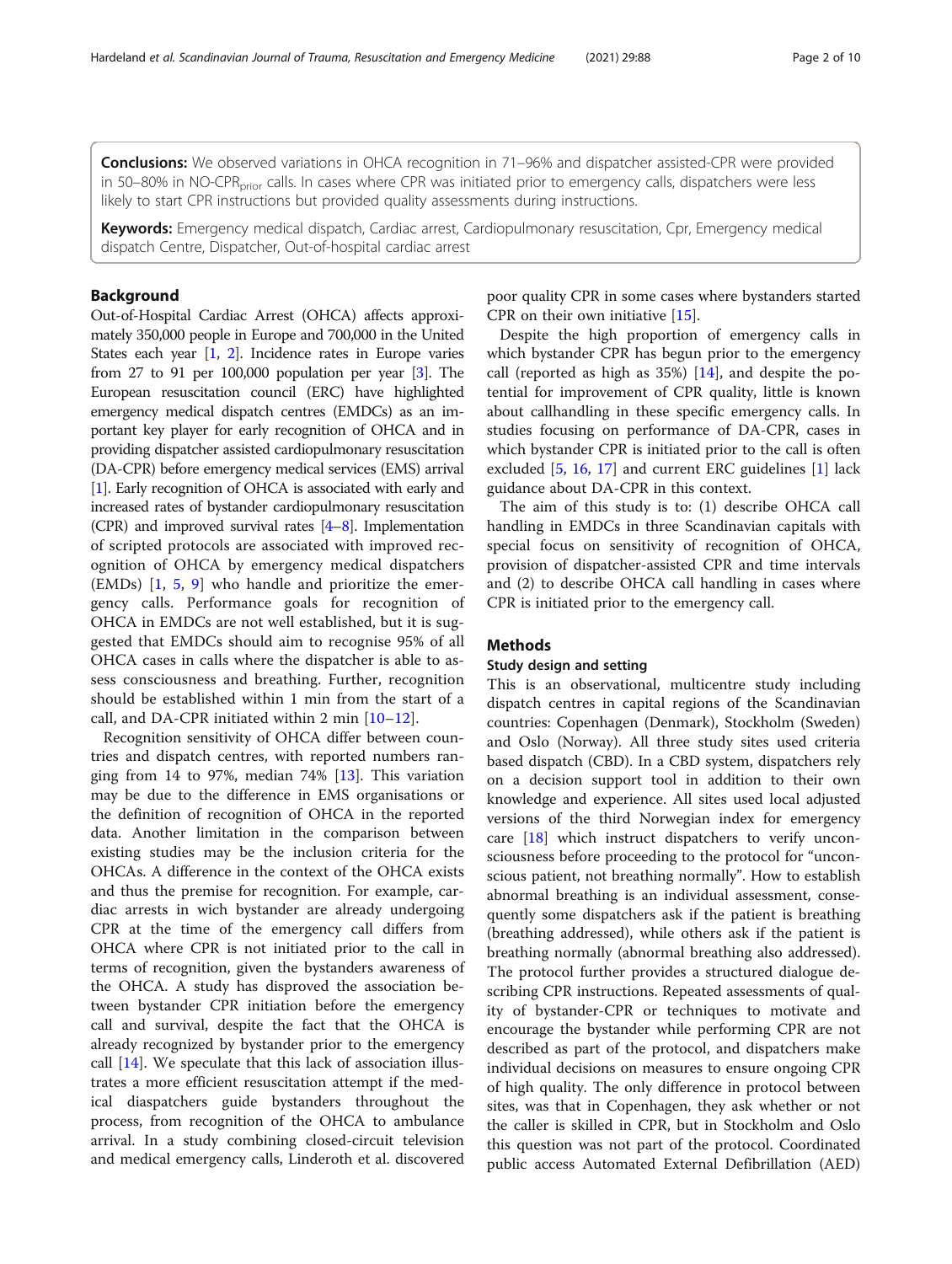**Conclusions:** We observed variations in OHCA recognition in 71–96% and dispatcher assisted-CPR were provided in 50–80% in NO-CPR$_{prior}$ calls. In cases where CPR was initiated prior to emergency calls, dispatchers were less likely to start CPR instructions but provided quality assessments during instructions.

**Keywords:** Emergency medical dispatch, Cardiac arrest, Cardiopulmonary resuscitation, Cpr, Emergency medical dispatch Centre, Dispatcher, Out-of-hospital cardiac arrest

## Background

Out-of-Hospital Cardiac Arrest (OHCA) affects approximately 350,000 people in Europe and 700,000 in the United States each year [1, 2]. Incidence rates in Europe varies from 27 to 91 per 100,000 population per year [3]. The European resuscitation council (ERC) have highlighted emergency medical dispatch centres (EMDCs) as an important key player for early recognition of OHCA and in providing dispatcher assisted cardiopulmonary resuscitation (DA-CPR) before emergency medical services (EMS) arrival [1]. Early recognition of OHCA is associated with early and increased rates of bystander cardiopulmonary resuscitation (CPR) and improved survival rates [4–8]. Implementation of scripted protocols are associated with improved recognition of OHCA by emergency medical dispatchers (EMDs) [1, 5, 9] who handle and prioritize the emergency calls. Performance goals for recognition of OHCA in EMDCs are not well established, but it is suggested that EMDCs should aim to recognise 95% of all OHCA cases in calls where the dispatcher is able to assess consciousness and breathing. Further, recognition should be established within 1 min from the start of a call, and DA-CPR initiated within 2 min [10–12].

Recognition sensitivity of OHCA differ between countries and dispatch centres, with reported numbers ranging from 14 to 97%, median 74% [13]. This variation may be due to the difference in EMS organisations or the definition of recognition of OHCA in the reported data. Another limitation in the comparison between existing studies may be the inclusion criteria for the OHCAs. A difference in the context of the OHCA exists and thus the premise for recognition. For example, cardiac arrests in wich bystander are already undergoing CPR at the time of the emergency call differs from OHCA where CPR is not initiated prior to the call in terms of recognition, given the bystanders awareness of the OHCA. A study has disproved the association between bystander CPR initiation before the emergency call and survival, despite the fact that the OHCA is already recognized by bystander prior to the emergency call [14]. We speculate that this lack of association illustrates a more efficient resuscitation attempt if the medical diaspatchers guide bystanders throughout the process, from recognition of the OHCA to ambulance arrival. In a study combining closed-circuit television and medical emergency calls, Linderoth et al. discovered poor quality CPR in some cases where bystanders started CPR on their own initiative [15].

Despite the high proportion of emergency calls in which bystander CPR has begun prior to the emergency call (reported as high as 35%) [14], and despite the potential for improvement of CPR quality, little is known about callhandling in these specific emergency calls. In studies focusing on performance of DA-CPR, cases in which bystander CPR is initiated prior to the call is often excluded [5, 16, 17] and current ERC guidelines [1] lack guidance about DA-CPR in this context.

The aim of this study is to: (1) describe OHCA call handling in EMDCs in three Scandinavian capitals with special focus on sensitivity of recognition of OHCA, provision of dispatcher-assisted CPR and time intervals and (2) to describe OHCA call handling in cases where CPR is initiated prior to the emergency call.

## Methods

### Study design and setting

This is an observational, multicentre study including dispatch centres in capital regions of the Scandinavian countries: Copenhagen (Denmark), Stockholm (Sweden) and Oslo (Norway). All three study sites used criteria based dispatch (CBD). In a CBD system, dispatchers rely on a decision support tool in addition to their own knowledge and experience. All sites used local adjusted versions of the third Norwegian index for emergency care [18] which instruct dispatchers to verify unconsciousness before proceeding to the protocol for "unconscious patient, not breathing normally". How to establish abnormal breathing is an individual assessment, consequently some dispatchers ask if the patient is breathing (breathing addressed), while others ask if the patient is breathing normally (abnormal breathing also addressed). The protocol further provides a structured dialogue describing CPR instructions. Repeated assessments of quality of bystander-CPR or techniques to motivate and encourage the bystander while performing CPR are not described as part of the protocol, and dispatchers make individual decisions on measures to ensure ongoing CPR of high quality. The only difference in protocol between sites, was that in Copenhagen, they ask whether or not the caller is skilled in CPR, but in Stockholm and Oslo this question was not part of the protocol. Coordinated public access Automated External Defibrillation (AED)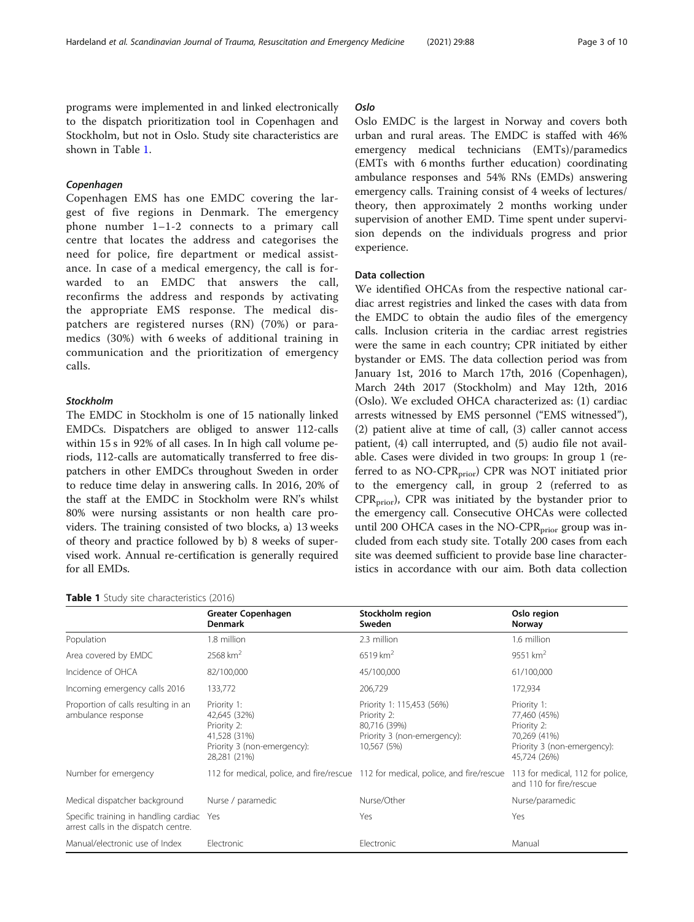programs were implemented in and linked electronically to the dispatch prioritization tool in Copenhagen and Stockholm, but not in Oslo. Study site characteristics are shown in Table 1.

#### *Copenhagen*

Copenhagen EMS has one EMDC covering the largest of five regions in Denmark. The emergency phone number 1–1-2 connects to a primary call centre that locates the address and categorises the need for police, fire department or medical assistance. In case of a medical emergency, the call is forwarded to an EMDC that answers the call, reconfirms the address and responds by activating the appropriate EMS response. The medical dispatchers are registered nurses (RN) (70%) or paramedics (30%) with 6 weeks of additional training in communication and the prioritization of emergency calls.

#### *Stockholm*

The EMDC in Stockholm is one of 15 nationally linked EMDCs. Dispatchers are obliged to answer 112-calls within 15 s in 92% of all cases. In In high call volume periods, 112-calls are automatically transferred to free dispatchers in other EMDCs throughout Sweden in order to reduce time delay in answering calls. In 2016, 20% of the staff at the EMDC in Stockholm were RN's whilst 80% were nursing assistants or non health care providers. The training consisted of two blocks, a) 13 weeks of theory and practice followed by b) 8 weeks of supervised work. Annual re-certification is generally required for all EMDs.

#### *Oslo*

Oslo EMDC is the largest in Norway and covers both urban and rural areas. The EMDC is staffed with 46% emergency medical technicians (EMTs)/paramedics (EMTs with 6 months further education) coordinating ambulance responses and 54% RNs (EMDs) answering emergency calls. Training consist of 4 weeks of lectures/theory, then approximately 2 months working under supervision of another EMD. Time spent under supervision depends on the individuals progress and prior experience.

### Data collection

We identified OHCAs from the respective national cardiac arrest registries and linked the cases with data from the EMDC to obtain the audio files of the emergency calls. Inclusion criteria in the cardiac arrest registries were the same in each country; CPR initiated by either bystander or EMS. The data collection period was from January 1st, 2016 to March 17th, 2016 (Copenhagen), March 24th 2017 (Stockholm) and May 12th, 2016 (Oslo). We excluded OHCA characterized as: (1) cardiac arrests witnessed by EMS personnel ("EMS witnessed"), (2) patient alive at time of call, (3) caller cannot access patient, (4) call interrupted, and (5) audio file not available. Cases were divided in two groups: In group 1 (referred to as NO-$CPR_{prior}$) CPR was NOT initiated prior to the emergency call, in group 2 (referred to as $CPR_{prior}$), CPR was initiated by the bystander prior to the emergency call. Consecutive OHCAs were collected until 200 OHCA cases in the NO-$CPR_{prior}$ group was included from each study site. Totally 200 cases from each site was deemed sufficient to provide base line characteristics in accordance with our aim. Both data collection

**Table 1** Study site characteristics (2016)

| | Greater Copenhagen Denmark | Stockholm region Sweden | Oslo region Norway |
|---|---|---|---|
| Population | 1.8 million | 2.3 million | 1.6 million |
| Area covered by EMDC | 2568 km$^2$ | 6519 km$^2$ | 9551 km$^2$ |
| Incidence of OHCA | 82/100,000 | 45/100,000 | 61/100,000 |
| Incoming emergency calls 2016 | 133,772 | 206,729 | 172,934 |
| Proportion of calls resulting in an ambulance response | Priority 1: 42,645 (32%) Priority 2: 41,528 (31%) Priority 3 (non-emergency): 28,281 (21%) | Priority 1: 115,453 (56%) Priority 2: 80,716 (39%) Priority 3 (non-emergency): 10,567 (5%) | Priority 1: 77,460 (45%) Priority 2: 70,269 (41%) Priority 3 (non-emergency): 45,724 (26%) |
| Number for emergency | 112 for medical, police, and fire/rescue | 112 for medical, police, and fire/rescue | 113 for medical, 112 for police, and 110 for fire/rescue |
| Medical dispatcher background | Nurse / paramedic | Nurse/Other | Nurse/paramedic |
| Specific training in handling cardiac arrest calls in the dispatch centre. | Yes | Yes | Yes |
| Manual/electronic use of Index | Electronic | Electronic | Manual |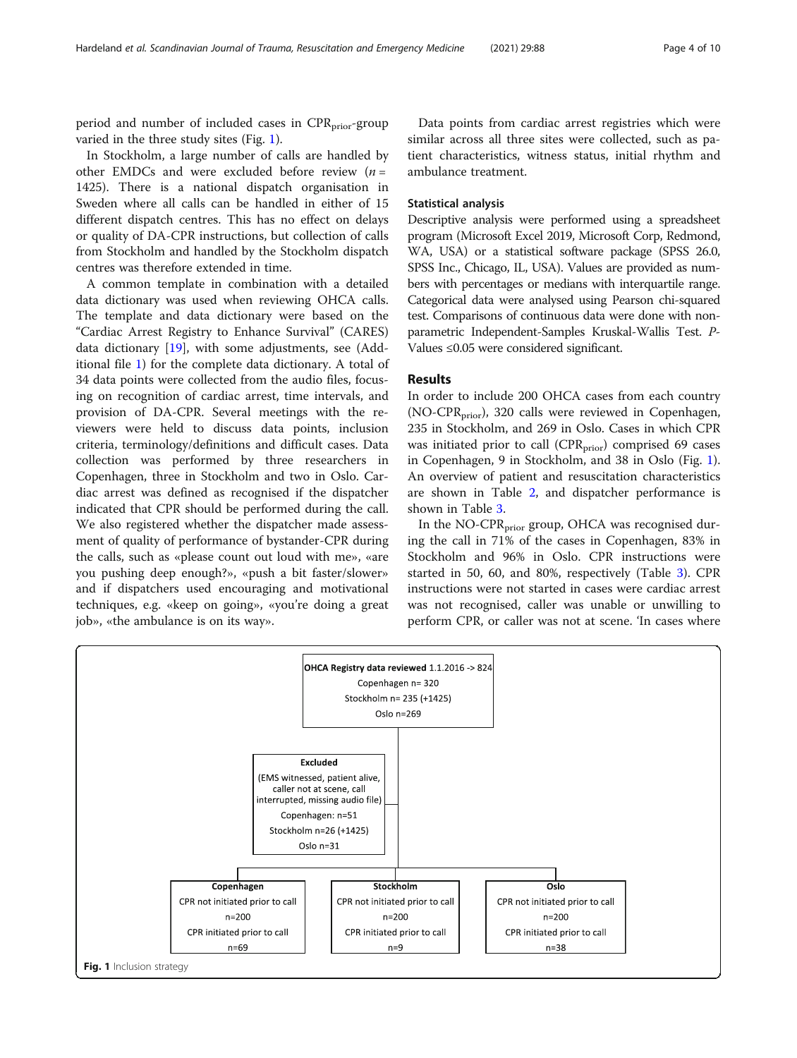period and number of included cases in CPR$_{prior}$-group varied in the three study sites (Fig. 1).

In Stockholm, a large number of calls are handled by other EMDCs and were excluded before review ($n$ = 1425). There is a national dispatch organisation in Sweden where all calls can be handled in either of 15 different dispatch centres. This has no effect on delays or quality of DA-CPR instructions, but collection of calls from Stockholm and handled by the Stockholm dispatch centres was therefore extended in time.

A common template in combination with a detailed data dictionary was used when reviewing OHCA calls. The template and data dictionary were based on the "Cardiac Arrest Registry to Enhance Survival" (CARES) data dictionary [19], with some adjustments, see (Additional file 1) for the complete data dictionary. A total of 34 data points were collected from the audio files, focusing on recognition of cardiac arrest, time intervals, and provision of DA-CPR. Several meetings with the reviewers were held to discuss data points, inclusion criteria, terminology/definitions and difficult cases. Data collection was performed by three researchers in Copenhagen, three in Stockholm and two in Oslo. Cardiac arrest was defined as recognised if the dispatcher indicated that CPR should be performed during the call. We also registered whether the dispatcher made assessment of quality of performance of bystander-CPR during the calls, such as «please count out loud with me», «are you pushing deep enough?», «push a bit faster/slower» and if dispatchers used encouraging and motivational techniques, e.g. «keep on going», «you're doing a great job», «the ambulance is on its way».

Data points from cardiac arrest registries which were similar across all three sites were collected, such as patient characteristics, witness status, initial rhythm and ambulance treatment.

### Statistical analysis

Descriptive analysis were performed using a spreadsheet program (Microsoft Excel 2019, Microsoft Corp, Redmond, WA, USA) or a statistical software package (SPSS 26.0, SPSS Inc., Chicago, IL, USA). Values are provided as numbers with percentages or medians with interquartile range. Categorical data were analysed using Pearson chi-squared test. Comparisons of continuous data were done with non-parametric Independent-Samples Kruskal-Wallis Test. $P$-Values ≤0.05 were considered significant.

## Results

In order to include 200 OHCA cases from each country (NO-CPR$_{prior}$), 320 calls were reviewed in Copenhagen, 235 in Stockholm, and 269 in Oslo. Cases in which CPR was initiated prior to call (CPR$_{prior}$) comprised 69 cases in Copenhagen, 9 in Stockholm, and 38 in Oslo (Fig. 1). An overview of patient and resuscitation characteristics are shown in Table 2, and dispatcher performance is shown in Table 3.

In the NO-CPR$_{prior}$ group, OHCA was recognised during the call in 71% of the cases in Copenhagen, 83% in Stockholm and 96% in Oslo. CPR instructions were started in 50, 60, and 80%, respectively (Table 3). CPR instructions were not started in cases were cardiac arrest was not recognised, caller was unable or unwilling to perform CPR, or caller was not at scene. 'In cases where

**OHCA Registry data reviewed** 1.1.2016 -> 824
Copenhagen n= 320
Stockholm n= 235 (+1425)
Oslo n=269

**Excluded**
(EMS witnessed, patient alive, caller not at scene, call interrupted, missing audio file)
Copenhagen: n=51
Stockholm n=26 (+1425)
Oslo n=31

| **Copenhagen** | **Stockholm** | **Oslo** |
|---|---|---|
| CPR not initiated prior to call n=200 | CPR not initiated prior to call n=200 | CPR not initiated prior to call n=200 |
| CPR initiated prior to call n=69 | CPR initiated prior to call n=9 | CPR initiated prior to call n=38 |

**Fig. 1** Inclusion strategy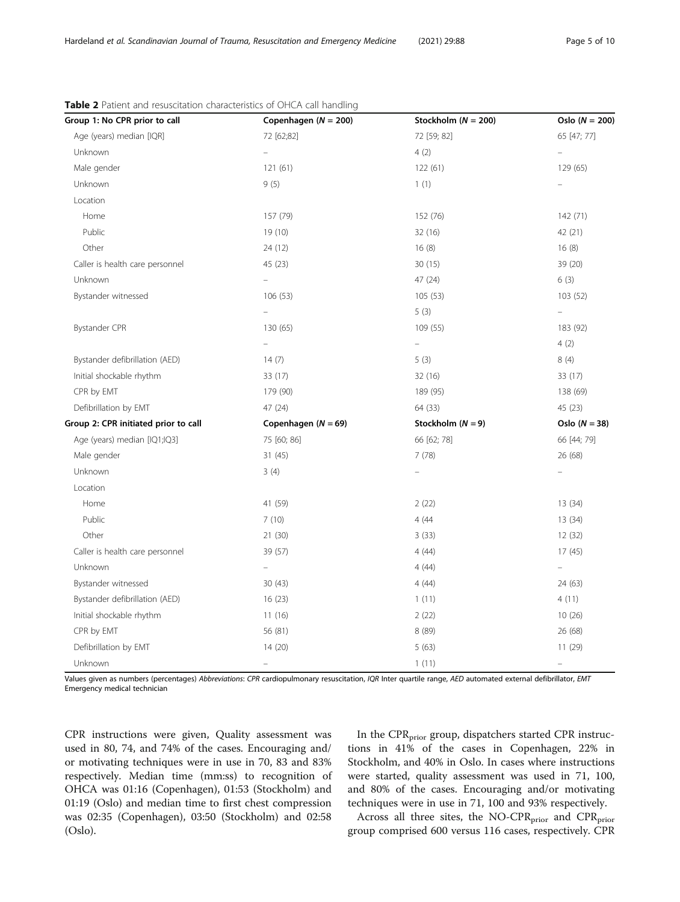**Table 2** Patient and resuscitation characteristics of OHCA call handling

| Group 1: No CPR prior to call | Copenhagen ($N = 200$) | Stockholm ($N = 200$) | Oslo ($N = 200$) |
|---|---|---|---|
| Age (years) median [IQR] | 72 [62;82] | 72 [59; 82] | 65 [47; 77] |
| Unknown | – | 4 (2) | – |
| Male gender | 121 (61) | 122 (61) | 129 (65) |
| Unknown | 9 (5) | 1 (1) | – |
| Location | | | |
| Home | 157 (79) | 152 (76) | 142 (71) |
| Public | 19 (10) | 32 (16) | 42 (21) |
| Other | 24 (12) | 16 (8) | 16 (8) |
| Caller is health care personnel | 45 (23) | 30 (15) | 39 (20) |
| Unknown | – | 47 (24) | 6 (3) |
| Bystander witnessed | 106 (53) | 105 (53) | 103 (52) |
| | – | 5 (3) | – |
| Bystander CPR | 130 (65) | 109 (55) | 183 (92) |
| | – | – | 4 (2) |
| Bystander defibrillation (AED) | 14 (7) | 5 (3) | 8 (4) |
| Initial shockable rhythm | 33 (17) | 32 (16) | 33 (17) |
| CPR by EMT | 179 (90) | 189 (95) | 138 (69) |
| Defibrillation by EMT | 47 (24) | 64 (33) | 45 (23) |
| **Group 2: CPR initiated prior to call** | **Copenhagen ($N = 69$)** | **Stockholm ($N = 9$)** | **Oslo ($N = 38$)** |
| Age (years) median [IQ1;IQ3] | 75 [60; 86] | 66 [62; 78] | 66 [44; 79] |
| Male gender | 31 (45) | 7 (78) | 26 (68) |
| Unknown | 3 (4) | – | – |
| Location | | | |
| Home | 41 (59) | 2 (22) | 13 (34) |
| Public | 7 (10) | 4 (44 | 13 (34) |
| Other | 21 (30) | 3 (33) | 12 (32) |
| Caller is health care personnel | 39 (57) | 4 (44) | 17 (45) |
| Unknown | – | 4 (44) | – |
| Bystander witnessed | 30 (43) | 4 (44) | 24 (63) |
| Bystander defibrillation (AED) | 16 (23) | 1 (11) | 4 (11) |
| Initial shockable rhythm | 11 (16) | 2 (22) | 10 (26) |
| CPR by EMT | 56 (81) | 8 (89) | 26 (68) |
| Defibrillation by EMT | 14 (20) | 5 (63) | 11 (29) |
| Unknown | – | 1 (11) | – |

Values given as numbers (percentages) *Abbreviations*: *CPR* cardiopulmonary resuscitation, *IQR* Inter quartile range, *AED* automated external defibrillator, *EMT* Emergency medical technician

CPR instructions were given, Quality assessment was used in 80, 74, and 74% of the cases. Encouraging and/or motivating techniques were in use in 70, 83 and 83% respectively. Median time (mm:ss) to recognition of OHCA was 01:16 (Copenhagen), 01:53 (Stockholm) and 01:19 (Oslo) and median time to first chest compression was 02:35 (Copenhagen), 03:50 (Stockholm) and 02:58 (Oslo).

In the $CPR_{prior}$ group, dispatchers started CPR instructions in 41% of the cases in Copenhagen, 22% in Stockholm, and 40% in Oslo. In cases where instructions were started, quality assessment was used in 71, 100, and 80% of the cases. Encouraging and/or motivating techniques were in use in 71, 100 and 93% respectively.

Across all three sites, the NO-$CPR_{prior}$ and $CPR_{prior}$ group comprised 600 versus 116 cases, respectively. CPR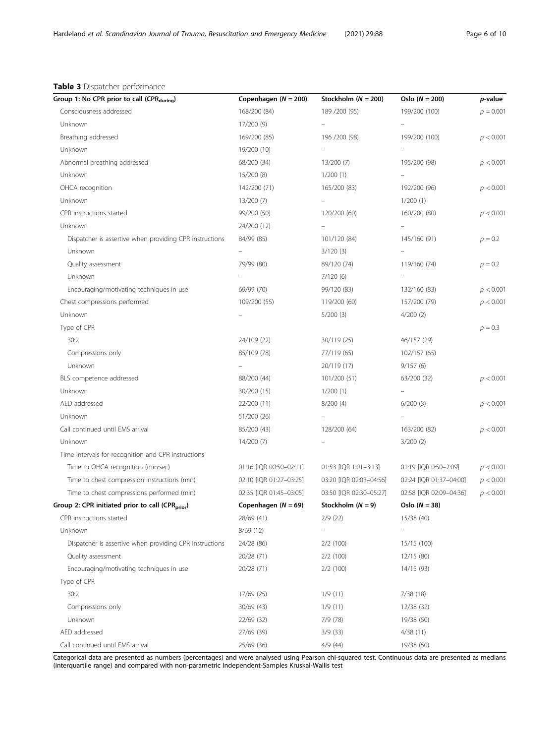**Table 3** Dispatcher performance

| Group 1: No CPR prior to call ($CPR_{during}$) | Copenhagen ($N$ = 200) | Stockholm ($N$ = 200) | Oslo ($N$ = 200) | *p*-value |
|---|---|---|---|---|
| Consciousness addressed | 168/200 (84) | 189 /200 (95) | 199/200 (100) | $p = 0.001$ |
| Unknown | 17/200 (9) | – | – | |
| Breathing addressed | 169/200 (85) | 196 /200 (98) | 199/200 (100) | $p < 0.001$ |
| Unknown | 19/200 (10) | – | – | |
| Abnormal breathing addressed | 68/200 (34) | 13/200 (7) | 195/200 (98) | $p < 0.001$ |
| Unknown | 15/200 (8) | 1/200 (1) | – | |
| OHCA recognition | 142/200 (71) | 165/200 (83) | 192/200 (96) | $p < 0.001$ |
| Unknown | 13/200 (7) | – | 1/200 (1) | |
| CPR instructions started | 99/200 (50) | 120/200 (60) | 160/200 (80) | $p < 0.001$ |
| Unknown | 24/200 (12) | – | – | |
| Dispatcher is assertive when providing CPR instructions | 84/99 (85) | 101/120 (84) | 145/160 (91) | $p = 0.2$ |
| Unknown | – | 3/120 (3) | – | |
| Quality assessment | 79/99 (80) | 89/120 (74) | 119/160 (74) | $p = 0.2$ |
| Unknown | – | 7/120 (6) | – | |
| Encouraging/motivating techniques in use | 69/99 (70) | 99/120 (83) | 132/160 (83) | $p < 0.001$ |
| Chest compressions performed | 109/200 (55) | 119/200 (60) | 157/200 (79) | $p < 0.001$ |
| Unknown | – | 5/200 (3) | 4/200 (2) | |
| Type of CPR | | | | $p = 0.3$ |
| 30:2 | 24/109 (22) | 30/119 (25) | 46/157 (29) | |
| Compressions only | 85/109 (78) | 77/119 (65) | 102/157 (65) | |
| Unknown | – | 20/119 (17) | 9/157 (6) | |
| BLS competence addressed | 88/200 (44) | 101/200 (51) | 63/200 (32) | $p < 0.001$ |
| Unknown | 30/200 (15) | 1/200 (1) | – | |
| AED addressed | 22/200 (11) | 8/200 (4) | 6/200 (3) | $p < 0.001$ |
| Unknown | 51/200 (26) | – | – | |
| Call continued until EMS arrival | 85/200 (43) | 128/200 (64) | 163/200 (82) | $p < 0.001$ |
| Unknown | 14/200 (7) | – | 3/200 (2) | |
| Time intervals for recognition and CPR instructions | | | | |
| Time to OHCA recognition (min:sec) | 01:16 [IQR 00:50–02:11] | 01:53 [IQR 1:01–3:13] | 01:19 [IQR 0:50–2:09] | $p < 0.001$ |
| Time to chest compression instructions (min) | 02:10 [IQR 01:27–03:25] | 03:20 [IQR 02:03–04:56] | 02:24 [IQR 01:37–04:00] | $p < 0.001$ |
| Time to chest compressions performed (min) | 02:35 [IQR 01:45–03:05] | 03:50 [IQR 02:30–05:27] | 02:58 [IQR 02:09–04:36] | $p < 0.001$ |
| **Group 2: CPR initiated prior to call ($CPR_{prior}$)** | **Copenhagen ($N$ = 69)** | **Stockholm ($N$ = 9)** | **Oslo ($N$ = 38)** | |
| CPR instructions started | 28/69 (41) | 2/9 (22) | 15/38 (40) | |
| Unknown | 8/69 (12) | – | – | |
| Dispatcher is assertive when providing CPR instructions | 24/28 (86) | 2/2 (100) | 15/15 (100) | |
| Quality assessment | 20/28 (71) | 2/2 (100) | 12/15 (80) | |
| Encouraging/motivating techniques in use | 20/28 (71) | 2/2 (100) | 14/15 (93) | |
| Type of CPR | | | | |
| 30:2 | 17/69 (25) | 1/9 (11) | 7/38 (18) | |
| Compressions only | 30/69 (43) | 1/9 (11) | 12/38 (32) | |
| Unknown | 22/69 (32) | 7/9 (78) | 19/38 (50) | |
| AED addressed | 27/69 (39) | 3/9 (33) | 4/38 (11) | |
| Call continued until EMS arrival | 25/69 (36) | 4/9 (44) | 19/38 (50) | |

Categorical data are presented as numbers (percentages) and were analysed using Pearson chi-squared test. Continuous data are presented as medians (interquartile range) and compared with non-parametric Independent-Samples Kruskal-Wallis test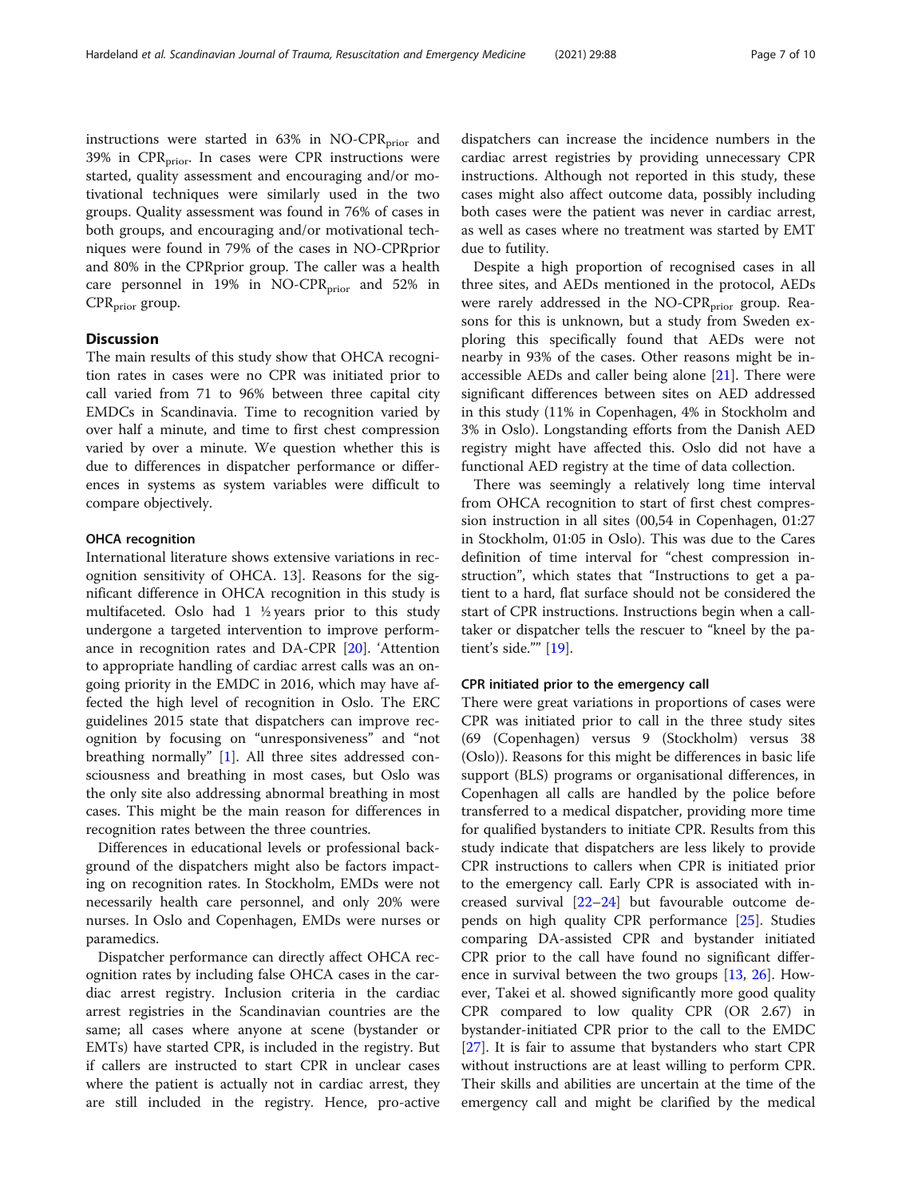instructions were started in 63% in NO-$CPR_{prior}$ and 39% in $CPR_{prior}$. In cases were CPR instructions were started, quality assessment and encouraging and/or motivational techniques were similarly used in the two groups. Quality assessment was found in 76% of cases in both groups, and encouraging and/or motivational techniques were found in 79% of the cases in NO-CPRprior and 80% in the CPRprior group. The caller was a health care personnel in 19% in NO-$CPR_{prior}$ and 52% in $CPR_{prior}$ group.

## Discussion

The main results of this study show that OHCA recognition rates in cases were no CPR was initiated prior to call varied from 71 to 96% between three capital city EMDCs in Scandinavia. Time to recognition varied by over half a minute, and time to first chest compression varied by over a minute. We question whether this is due to differences in dispatcher performance or differences in systems as system variables were difficult to compare objectively.

### OHCA recognition

International literature shows extensive variations in recognition sensitivity of OHCA. 13]. Reasons for the significant difference in OHCA recognition in this study is multifaceted. Oslo had 1 ½ years prior to this study undergone a targeted intervention to improve performance in recognition rates and DA-CPR [20]. 'Attention to appropriate handling of cardiac arrest calls was an ongoing priority in the EMDC in 2016, which may have affected the high level of recognition in Oslo. The ERC guidelines 2015 state that dispatchers can improve recognition by focusing on "unresponsiveness" and "not breathing normally" [1]. All three sites addressed consciousness and breathing in most cases, but Oslo was the only site also addressing abnormal breathing in most cases. This might be the main reason for differences in recognition rates between the three countries.

Differences in educational levels or professional background of the dispatchers might also be factors impacting on recognition rates. In Stockholm, EMDs were not necessarily health care personnel, and only 20% were nurses. In Oslo and Copenhagen, EMDs were nurses or paramedics.

Dispatcher performance can directly affect OHCA recognition rates by including false OHCA cases in the cardiac arrest registry. Inclusion criteria in the cardiac arrest registries in the Scandinavian countries are the same; all cases where anyone at scene (bystander or EMTs) have started CPR, is included in the registry. But if callers are instructed to start CPR in unclear cases where the patient is actually not in cardiac arrest, they are still included in the registry. Hence, pro-active dispatchers can increase the incidence numbers in the cardiac arrest registries by providing unnecessary CPR instructions. Although not reported in this study, these cases might also affect outcome data, possibly including both cases were the patient was never in cardiac arrest, as well as cases where no treatment was started by EMT due to futility.

Despite a high proportion of recognised cases in all three sites, and AEDs mentioned in the protocol, AEDs were rarely addressed in the NO-$CPR_{prior}$ group. Reasons for this is unknown, but a study from Sweden exploring this specifically found that AEDs were not nearby in 93% of the cases. Other reasons might be inaccessible AEDs and caller being alone [21]. There were significant differences between sites on AED addressed in this study (11% in Copenhagen, 4% in Stockholm and 3% in Oslo). Longstanding efforts from the Danish AED registry might have affected this. Oslo did not have a functional AED registry at the time of data collection.

There was seemingly a relatively long time interval from OHCA recognition to start of first chest compression instruction in all sites (00,54 in Copenhagen, 01:27 in Stockholm, 01:05 in Oslo). This was due to the Cares definition of time interval for "chest compression instruction", which states that "Instructions to get a patient to a hard, flat surface should not be considered the start of CPR instructions. Instructions begin when a call-taker or dispatcher tells the rescuer to "kneel by the patient's side."" [19].

### CPR initiated prior to the emergency call

There were great variations in proportions of cases were CPR was initiated prior to call in the three study sites (69 (Copenhagen) versus 9 (Stockholm) versus 38 (Oslo)). Reasons for this might be differences in basic life support (BLS) programs or organisational differences, in Copenhagen all calls are handled by the police before transferred to a medical dispatcher, providing more time for qualified bystanders to initiate CPR. Results from this study indicate that dispatchers are less likely to provide CPR instructions to callers when CPR is initiated prior to the emergency call. Early CPR is associated with increased survival [22–24] but favourable outcome depends on high quality CPR performance [25]. Studies comparing DA-assisted CPR and bystander initiated CPR prior to the call have found no significant difference in survival between the two groups [13, 26]. However, Takei et al. showed significantly more good quality CPR compared to low quality CPR (OR 2.67) in bystander-initiated CPR prior to the call to the EMDC [27]. It is fair to assume that bystanders who start CPR without instructions are at least willing to perform CPR. Their skills and abilities are uncertain at the time of the emergency call and might be clarified by the medical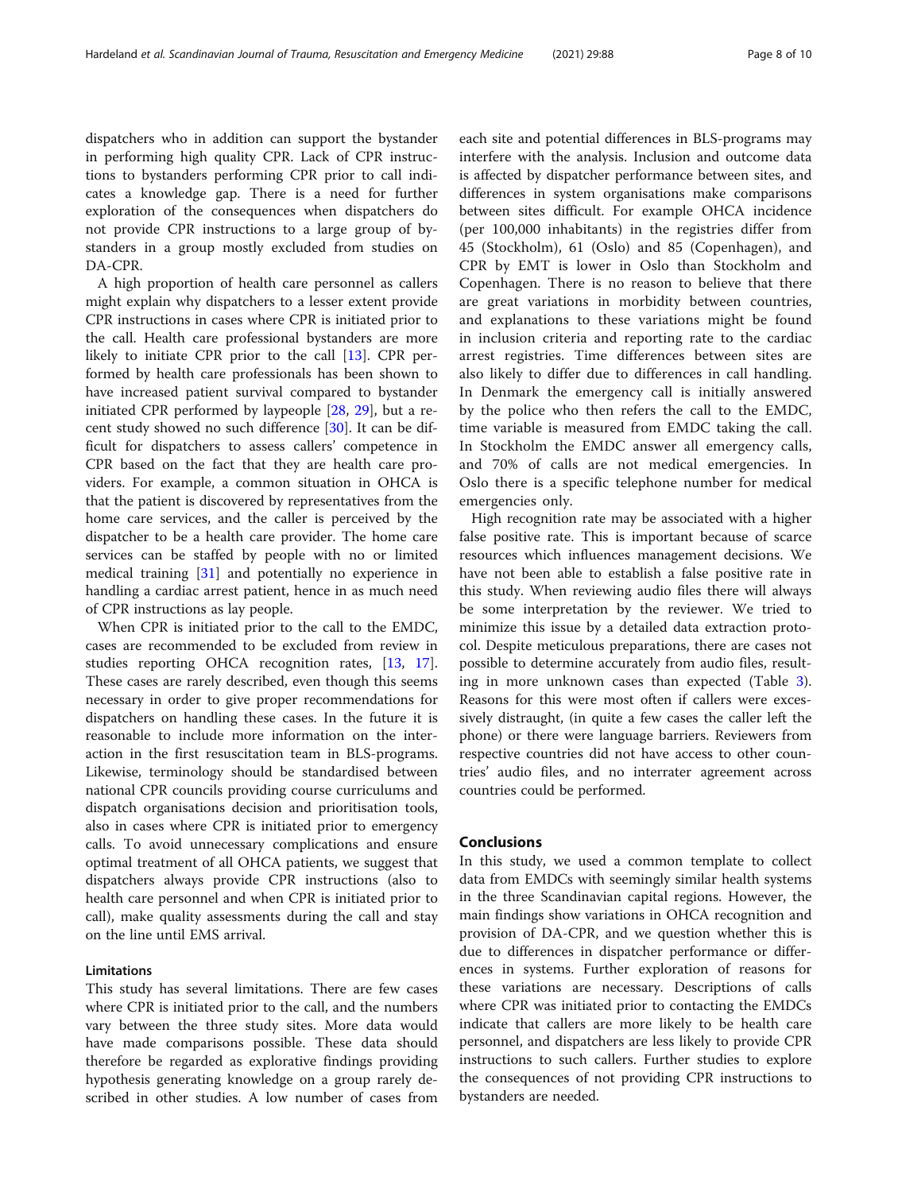dispatchers who in addition can support the bystander in performing high quality CPR. Lack of CPR instructions to bystanders performing CPR prior to call indicates a knowledge gap. There is a need for further exploration of the consequences when dispatchers do not provide CPR instructions to a large group of bystanders in a group mostly excluded from studies on DA-CPR.

A high proportion of health care personnel as callers might explain why dispatchers to a lesser extent provide CPR instructions in cases where CPR is initiated prior to the call. Health care professional bystanders are more likely to initiate CPR prior to the call [13]. CPR performed by health care professionals has been shown to have increased patient survival compared to bystander initiated CPR performed by laypeople [28, 29], but a recent study showed no such difference [30]. It can be difficult for dispatchers to assess callers' competence in CPR based on the fact that they are health care providers. For example, a common situation in OHCA is that the patient is discovered by representatives from the home care services, and the caller is perceived by the dispatcher to be a health care provider. The home care services can be staffed by people with no or limited medical training [31] and potentially no experience in handling a cardiac arrest patient, hence in as much need of CPR instructions as lay people.

When CPR is initiated prior to the call to the EMDC, cases are recommended to be excluded from review in studies reporting OHCA recognition rates, [13, 17]. These cases are rarely described, even though this seems necessary in order to give proper recommendations for dispatchers on handling these cases. In the future it is reasonable to include more information on the interaction in the first resuscitation team in BLS-programs. Likewise, terminology should be standardised between national CPR councils providing course curriculums and dispatch organisations decision and prioritisation tools, also in cases where CPR is initiated prior to emergency calls. To avoid unnecessary complications and ensure optimal treatment of all OHCA patients, we suggest that dispatchers always provide CPR instructions (also to health care personnel and when CPR is initiated prior to call), make quality assessments during the call and stay on the line until EMS arrival.

### Limitations

This study has several limitations. There are few cases where CPR is initiated prior to the call, and the numbers vary between the three study sites. More data would have made comparisons possible. These data should therefore be regarded as explorative findings providing hypothesis generating knowledge on a group rarely described in other studies. A low number of cases from each site and potential differences in BLS-programs may interfere with the analysis. Inclusion and outcome data is affected by dispatcher performance between sites, and differences in system organisations make comparisons between sites difficult. For example OHCA incidence (per 100,000 inhabitants) in the registries differ from 45 (Stockholm), 61 (Oslo) and 85 (Copenhagen), and CPR by EMT is lower in Oslo than Stockholm and Copenhagen. There is no reason to believe that there are great variations in morbidity between countries, and explanations to these variations might be found in inclusion criteria and reporting rate to the cardiac arrest registries. Time differences between sites are also likely to differ due to differences in call handling. In Denmark the emergency call is initially answered by the police who then refers the call to the EMDC, time variable is measured from EMDC taking the call. In Stockholm the EMDC answer all emergency calls, and 70% of calls are not medical emergencies. In Oslo there is a specific telephone number for medical emergencies only.

High recognition rate may be associated with a higher false positive rate. This is important because of scarce resources which influences management decisions. We have not been able to establish a false positive rate in this study. When reviewing audio files there will always be some interpretation by the reviewer. We tried to minimize this issue by a detailed data extraction protocol. Despite meticulous preparations, there are cases not possible to determine accurately from audio files, resulting in more unknown cases than expected (Table 3). Reasons for this were most often if callers were excessively distraught, (in quite a few cases the caller left the phone) or there were language barriers. Reviewers from respective countries did not have access to other countries' audio files, and no interrater agreement across countries could be performed.

## Conclusions

In this study, we used a common template to collect data from EMDCs with seemingly similar health systems in the three Scandinavian capital regions. However, the main findings show variations in OHCA recognition and provision of DA-CPR, and we question whether this is due to differences in dispatcher performance or differences in systems. Further exploration of reasons for these variations are necessary. Descriptions of calls where CPR was initiated prior to contacting the EMDCs indicate that callers are more likely to be health care personnel, and dispatchers are less likely to provide CPR instructions to such callers. Further studies to explore the consequences of not providing CPR instructions to bystanders are needed.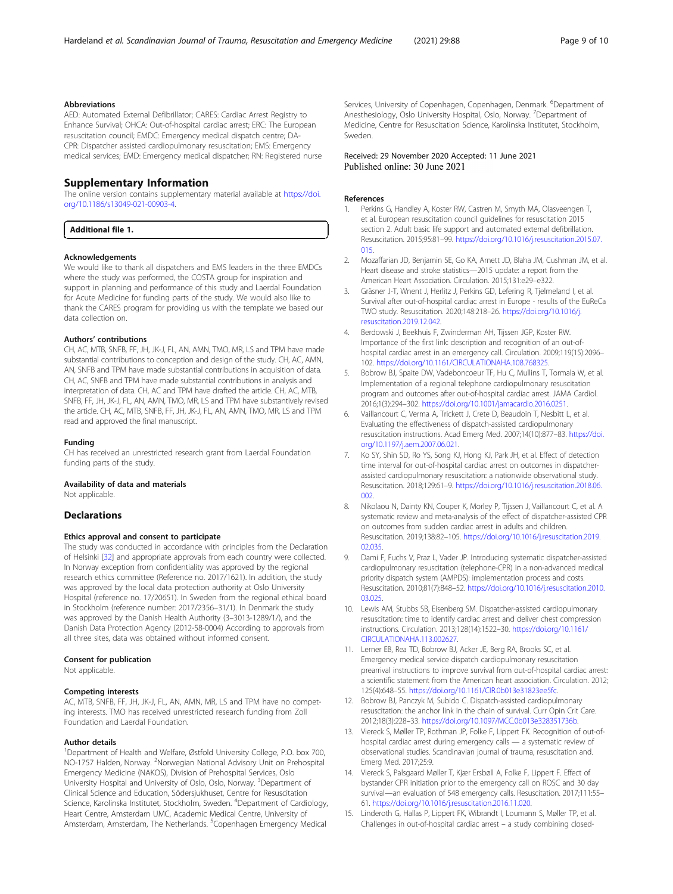### Abbreviations

AED: Automated External Defibrillator; CARES: Cardiac Arrest Registry to Enhance Survival; OHCA: Out-of-hospital cardiac arrest; ERC: The European resuscitation council; EMDC: Emergency medical dispatch centre; DA-CPR: Dispatcher assisted cardiopulmonary resuscitation; EMS: Emergency medical services; EMD: Emergency medical dispatcher; RN: Registered nurse

## Supplementary Information

The online version contains supplementary material available at https://doi.org/10.1186/s13049-021-00903-4.

**Additional file 1.**

### Acknowledgements

We would like to thank all dispatchers and EMS leaders in the three EMDCs where the study was performed, the COSTA group for inspiration and support in planning and performance of this study and Laerdal Foundation for Acute Medicine for funding parts of the study. We would also like to thank the CARES program for providing us with the template we based our data collection on.

### Authors' contributions

CH, AC, MTB, SNFB, FF, JH, JK-J, FL, AN, AMN, TMO, MR, LS and TPM have made substantial contributions to conception and design of the study. CH, AC, AMN, AN, SNFB and TPM have made substantial contributions in acquisition of data. CH, AC, SNFB and TPM have made substantial contributions in analysis and interpretation of data. CH, AC and TPM have drafted the article. CH, AC, MTB, SNFB, FF, JH, JK-J, FL, AN, AMN, TMO, MR, LS and TPM have substantively revised the article. CH, AC, MTB, SNFB, FF, JH, JK-J, FL, AN, AMN, TMO, MR, LS and TPM read and approved the final manuscript.

### Funding

CH has received an unrestricted research grant from Laerdal Foundation funding parts of the study.

### Availability of data and materials

Not applicable.

## Declarations

### Ethics approval and consent to participate

The study was conducted in accordance with principles from the Declaration of Helsinki [32] and appropriate approvals from each country were collected. In Norway exception from confidentiality was approved by the regional research ethics committee (Reference no. 2017/1621). In addition, the study was approved by the local data protection authority at Oslo University Hospital (reference no. 17/20651). In Sweden from the regional ethical board in Stockholm (reference number: 2017/2356–31/1). In Denmark the study was approved by the Danish Health Authority (3–3013-1289/1/), and the Danish Data Protection Agency (2012-58-0004) According to approvals from all three sites, data was obtained without informed consent.

### Consent for publication

Not applicable.

### Competing interests

AC, MTB, SNFB, FF, JH, JK-J, FL, AN, AMN, MR, LS and TPM have no competing interests. TMO has received unrestricted research funding from Zoll Foundation and Laerdal Foundation.

### Author details

[1]Department of Health and Welfare, Østfold University College, P.O. box 700, NO-1757 Halden, Norway. [2]Norwegian National Advisory Unit on Prehospital Emergency Medicine (NAKOS), Division of Prehospital Services, Oslo University Hospital and University of Oslo, Oslo, Norway. [3]Department of Clinical Science and Education, Södersjukhuset, Centre for Resuscitation Science, Karolinska Institutet, Stockholm, Sweden. [4]Department of Cardiology, Heart Centre, Amsterdam UMC, Academic Medical Centre, University of Amsterdam, Amsterdam, The Netherlands. [5]Copenhagen Emergency Medical Services, University of Copenhagen, Copenhagen, Denmark. [6]Department of Anesthesiology, Oslo University Hospital, Oslo, Norway. [7]Department of Medicine, Centre for Resuscitation Science, Karolinska Institutet, Stockholm, Sweden.

Received: 29 November 2020 Accepted: 11 June 2021
Published online: 30 June 2021

### References

1. Perkins G, Handley A, Koster RW, Castren M, Smyth MA, Olasveengen T, et al. European resuscitation council guidelines for resuscitation 2015 section 2. Adult basic life support and automated external defibrillation. Resuscitation. 2015;95:81–99. https://doi.org/10.1016/j.resuscitation.2015.07.015.
2. Mozaffarian JD, Benjamin SE, Go KA, Arnett JD, Blaha JM, Cushman JM, et al. Heart disease and stroke statistics—2015 update: a report from the American Heart Association. Circulation. 2015;131:e29–e322.
3. Gräsner J-T, Wnent J, Herlitz J, Perkins GD, Lefering R, Tjelmeland I, et al. Survival after out-of-hospital cardiac arrest in Europe - results of the EuReCa TWO study. Resuscitation. 2020;148:218–26. https://doi.org/10.1016/j.resuscitation.2019.12.042.
4. Berdowski J, Beekhuis F, Zwinderman AH, Tijssen JGP, Koster RW. Importance of the first link: description and recognition of an out-of-hospital cardiac arrest in an emergency call. Circulation. 2009;119(15):2096–102. https://doi.org/10.1161/CIRCULATIONAHA.108.768325.
5. Bobrow BJ, Spaite DW, Vadeboncoeur TF, Hu C, Mullins T, Tormala W, et al. Implementation of a regional telephone cardiopulmonary resuscitation program and outcomes after out-of-hospital cardiac arrest. JAMA Cardiol. 2016;1(3):294–302. https://doi.org/10.1001/jamacardio.2016.0251.
6. Vaillancourt C, Verma A, Trickett J, Crete D, Beaudoin T, Nesbitt L, et al. Evaluating the effectiveness of dispatch-assisted cardiopulmonary resuscitation instructions. Acad Emerg Med. 2007;14(10):877–83. https://doi.org/10.1197/j.aem.2007.06.021.
7. Ko SY, Shin SD, Ro YS, Song KJ, Hong KJ, Park JH, et al. Effect of detection time interval for out-of-hospital cardiac arrest on outcomes in dispatcher-assisted cardiopulmonary resuscitation: a nationwide observational study. Resuscitation. 2018;129:61–9. https://doi.org/10.1016/j.resuscitation.2018.06.002.
8. Nikolaou N, Dainty KN, Couper K, Morley P, Tijssen J, Vaillancourt C, et al. A systematic review and meta-analysis of the effect of dispatcher-assisted CPR on outcomes from sudden cardiac arrest in adults and children. Resuscitation. 2019;138:82–105. https://doi.org/10.1016/j.resuscitation.2019.02.035.
9. Dami F, Fuchs V, Praz L, Vader JP. Introducing systematic dispatcher-assisted cardiopulmonary resuscitation (telephone-CPR) in a non-advanced medical priority dispatch system (AMPDS): implementation process and costs. Resuscitation. 2010;81(7):848–52. https://doi.org/10.1016/j.resuscitation.2010.03.025.
10. Lewis AM, Stubbs SB, Eisenberg SM. Dispatcher-assisted cardiopulmonary resuscitation: time to identify cardiac arrest and deliver chest compression instructions. Circulation. 2013;128(14):1522–30. https://doi.org/10.1161/CIRCULATIONAHA.113.002627.
11. Lerner EB, Rea TD, Bobrow BJ, Acker JE, Berg RA, Brooks SC, et al. Emergency medical service dispatch cardiopulmonary resuscitation prearrival instructions to improve survival from out-of-hospital cardiac arrest: a scientific statement from the American heart association. Circulation. 2012;125(4):648–55. https://doi.org/10.1161/CIR.0b013e31823ee5fc.
12. Bobrow BJ, Panczyk M, Subido C. Dispatch-assisted cardiopulmonary resuscitation: the anchor link in the chain of survival. Curr Opin Crit Care. 2012;18(3):228–33. https://doi.org/10.1097/MCC.0b013e328351736b.
13. Viereck S, Møller TP, Rothman JP, Folke F, Lippert FK. Recognition of out-of-hospital cardiac arrest during emergency calls — a systematic review of observational studies. Scandinavian journal of trauma, resuscitation and. Emerg Med. 2017;25:9.
14. Viereck S, Palsgaard Møller T, Kjær Ersbøll A, Folke F, Lippert F. Effect of bystander CPR initiation prior to the emergency call on ROSC and 30 day survival—an evaluation of 548 emergency calls. Resuscitation. 2017;111:55–61. https://doi.org/10.1016/j.resuscitation.2016.11.020.
15. Linderoth G, Hallas P, Lippert FK, Wibrandt I, Loumann S, Møller TP, et al. Challenges in out-of-hospital cardiac arrest – a study combining closed-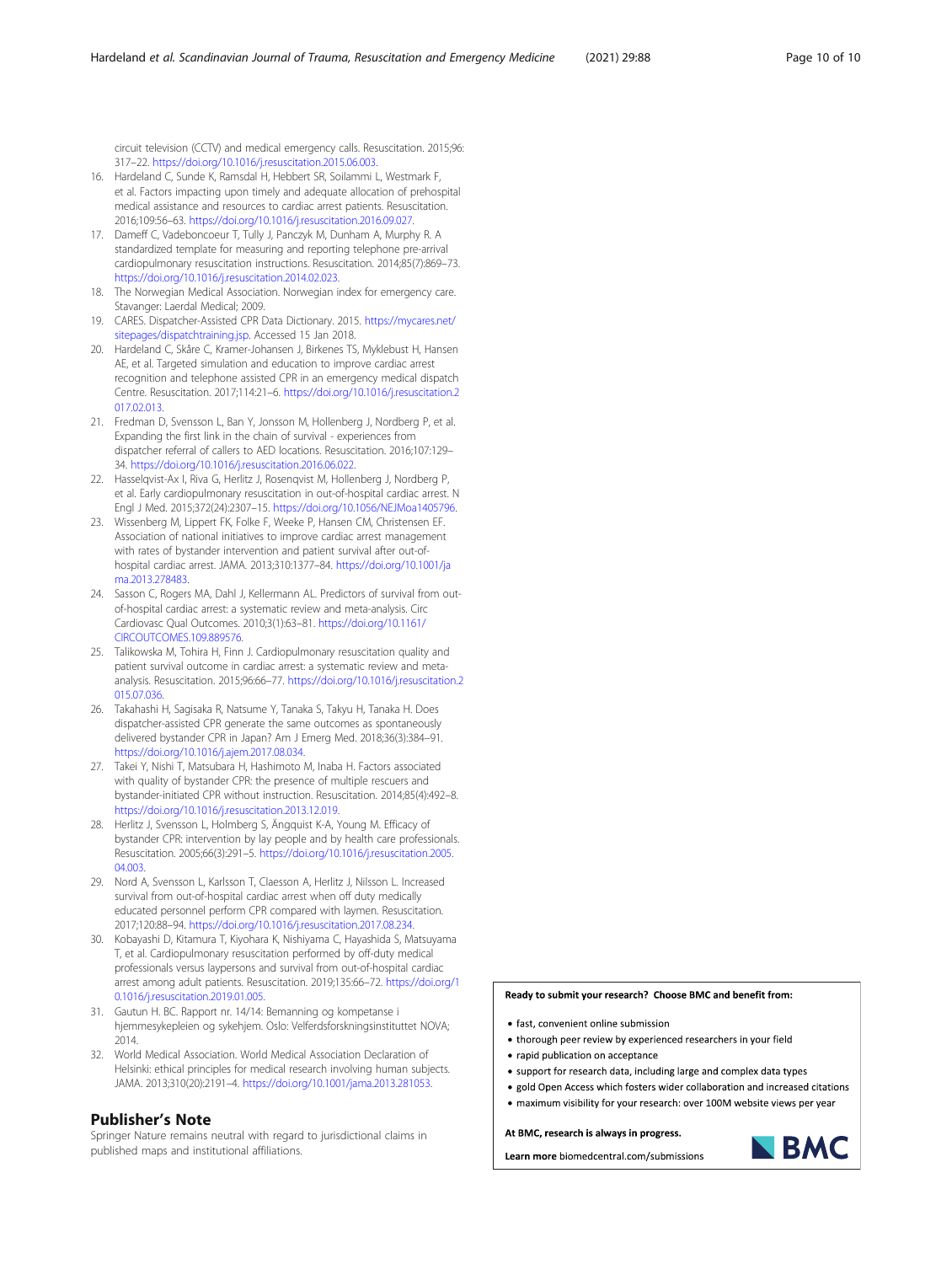circuit television (CCTV) and medical emergency calls. Resuscitation. 2015;96: 317–22. https://doi.org/10.1016/j.resuscitation.2015.06.003.

16. Hardeland C, Sunde K, Ramsdal H, Hebbert SR, Soilammi L, Westmark F, et al. Factors impacting upon timely and adequate allocation of prehospital medical assistance and resources to cardiac arrest patients. Resuscitation. 2016;109:56–63. https://doi.org/10.1016/j.resuscitation.2016.09.027.
17. Dameff C, Vadeboncoeur T, Tully J, Panczyk M, Dunham A, Murphy R. A standardized template for measuring and reporting telephone pre-arrival cardiopulmonary resuscitation instructions. Resuscitation. 2014;85(7):869–73. https://doi.org/10.1016/j.resuscitation.2014.02.023.
18. The Norwegian Medical Association. Norwegian index for emergency care. Stavanger: Laerdal Medical; 2009.
19. CARES. Dispatcher-Assisted CPR Data Dictionary. 2015. https://mycares.net/sitepages/dispatchtraining.jsp. Accessed 15 Jan 2018.
20. Hardeland C, Skåre C, Kramer-Johansen J, Birkenes TS, Myklebust H, Hansen AE, et al. Targeted simulation and education to improve cardiac arrest recognition and telephone assisted CPR in an emergency medical dispatch Centre. Resuscitation. 2017;114:21–6. https://doi.org/10.1016/j.resuscitation.2017.02.013.
21. Fredman D, Svensson L, Ban Y, Jonsson M, Hollenberg J, Nordberg P, et al. Expanding the first link in the chain of survival - experiences from dispatcher referral of callers to AED locations. Resuscitation. 2016;107:129–34. https://doi.org/10.1016/j.resuscitation.2016.06.022.
22. Hasselqvist-Ax I, Riva G, Herlitz J, Rosenqvist M, Hollenberg J, Nordberg P, et al. Early cardiopulmonary resuscitation in out-of-hospital cardiac arrest. N Engl J Med. 2015;372(24):2307–15. https://doi.org/10.1056/NEJMoa1405796.
23. Wissenberg M, Lippert FK, Folke F, Weeke P, Hansen CM, Christensen EF. Association of national initiatives to improve cardiac arrest management with rates of bystander intervention and patient survival after out-of-hospital cardiac arrest. JAMA. 2013;310:1377–84. https://doi.org/10.1001/jama.2013.278483.
24. Sasson C, Rogers MA, Dahl J, Kellermann AL. Predictors of survival from out-of-hospital cardiac arrest: a systematic review and meta-analysis. Circ Cardiovasc Qual Outcomes. 2010;3(1):63–81. https://doi.org/10.1161/CIRCOUTCOMES.109.889576.
25. Talikowska M, Tohira H, Finn J. Cardiopulmonary resuscitation quality and patient survival outcome in cardiac arrest: a systematic review and meta-analysis. Resuscitation. 2015;96:66–77. https://doi.org/10.1016/j.resuscitation.2015.07.036.
26. Takahashi H, Sagisaka R, Natsume Y, Tanaka S, Takyu H, Tanaka H. Does dispatcher-assisted CPR generate the same outcomes as spontaneously delivered bystander CPR in Japan? Am J Emerg Med. 2018;36(3):384–91. https://doi.org/10.1016/j.ajem.2017.08.034.
27. Takei Y, Nishi T, Matsubara H, Hashimoto M, Inaba H. Factors associated with quality of bystander CPR: the presence of multiple rescuers and bystander-initiated CPR without instruction. Resuscitation. 2014;85(4):492–8. https://doi.org/10.1016/j.resuscitation.2013.12.019.
28. Herlitz J, Svensson L, Holmberg S, Ängquist K-A, Young M. Efficacy of bystander CPR: intervention by lay people and by health care professionals. Resuscitation. 2005;66(3):291–5. https://doi.org/10.1016/j.resuscitation.2005.04.003.
29. Nord A, Svensson L, Karlsson T, Claesson A, Herlitz J, Nilsson L. Increased survival from out-of-hospital cardiac arrest when off duty medically educated personnel perform CPR compared with laymen. Resuscitation. 2017;120:88–94. https://doi.org/10.1016/j.resuscitation.2017.08.234.
30. Kobayashi D, Kitamura T, Kiyohara K, Nishiyama C, Hayashida S, Matsuyama T, et al. Cardiopulmonary resuscitation performed by off-duty medical professionals versus laypersons and survival from out-of-hospital cardiac arrest among adult patients. Resuscitation. 2019;135:66–72. https://doi.org/10.1016/j.resuscitation.2019.01.005.
31. Gautun H. BC. Rapport nr. 14/14: Bemanning og kompetanse i hjemmesykepleien og sykehjem. Oslo: Velferdsforskningsinstituttet NOVA; 2014.
32. World Medical Association. World Medical Association Declaration of Helsinki: ethical principles for medical research involving human subjects. JAMA. 2013;310(20):2191–4. https://doi.org/10.1001/jama.2013.281053.

## Publisher's Note

Springer Nature remains neutral with regard to jurisdictional claims in published maps and institutional affiliations.

**Ready to submit your research? Choose BMC and benefit from:**

- fast, convenient online submission
- thorough peer review by experienced researchers in your field
- rapid publication on acceptance
- support for research data, including large and complex data types
- gold Open Access which fosters wider collaboration and increased citations
- maximum visibility for your research: over 100M website views per year

**At BMC, research is always in progress.**

**Learn more** biomedcentral.com/submissions